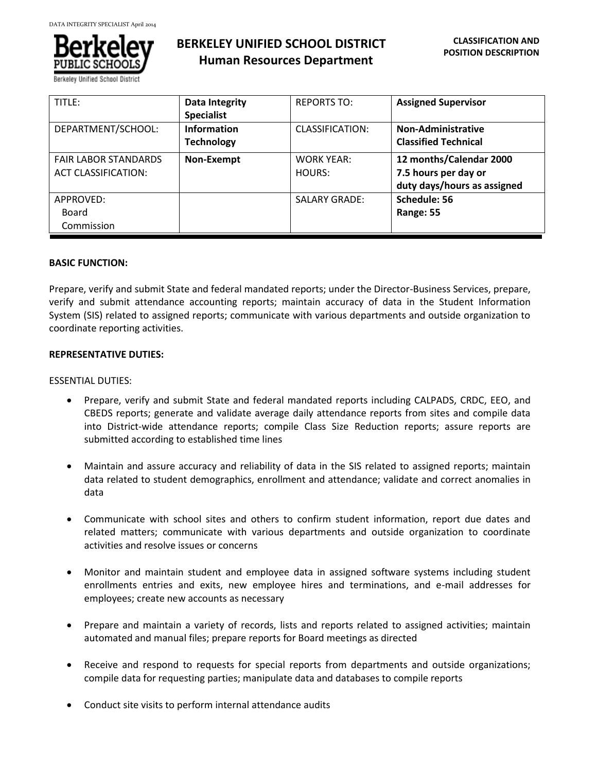# BERKELEY UNIFIED SCHOOL DISTRICT
## Human Resources Department

**CLASSIFICATION AND POSITION DESCRIPTION**

| | | | |
|---|---|---|---|
| TITLE: | **Data Integrity Specialist** | REPORTS TO: | **Assigned Supervisor** |
| DEPARTMENT/SCHOOL: | **Information Technology** | CLASSIFICATION: | **Non-Administrative Classified Technical** |
| FAIR LABOR STANDARDS ACT CLASSIFICATION: | **Non-Exempt** | WORK YEAR: HOURS: | **12 months/Calendar 2000 7.5 hours per day or duty days/hours as assigned** |
| APPROVED: Board Commission | | SALARY GRADE: | **Schedule: 56 Range: 55** |

**BASIC FUNCTION:**

Prepare, verify and submit State and federal mandated reports; under the Director-Business Services, prepare, verify and submit attendance accounting reports; maintain accuracy of data in the Student Information System (SIS) related to assigned reports; communicate with various departments and outside organization to coordinate reporting activities.

**REPRESENTATIVE DUTIES:**

ESSENTIAL DUTIES:

- Prepare, verify and submit State and federal mandated reports including CALPADS, CRDC, EEO, and CBEDS reports; generate and validate average daily attendance reports from sites and compile data into District-wide attendance reports; compile Class Size Reduction reports; assure reports are submitted according to established time lines

- Maintain and assure accuracy and reliability of data in the SIS related to assigned reports; maintain data related to student demographics, enrollment and attendance; validate and correct anomalies in data

- Communicate with school sites and others to confirm student information, report due dates and related matters; communicate with various departments and outside organization to coordinate activities and resolve issues or concerns

- Monitor and maintain student and employee data in assigned software systems including student enrollments entries and exits, new employee hires and terminations, and e-mail addresses for employees; create new accounts as necessary

- Prepare and maintain a variety of records, lists and reports related to assigned activities; maintain automated and manual files; prepare reports for Board meetings as directed

- Receive and respond to requests for special reports from departments and outside organizations; compile data for requesting parties; manipulate data and databases to compile reports

- Conduct site visits to perform internal attendance audits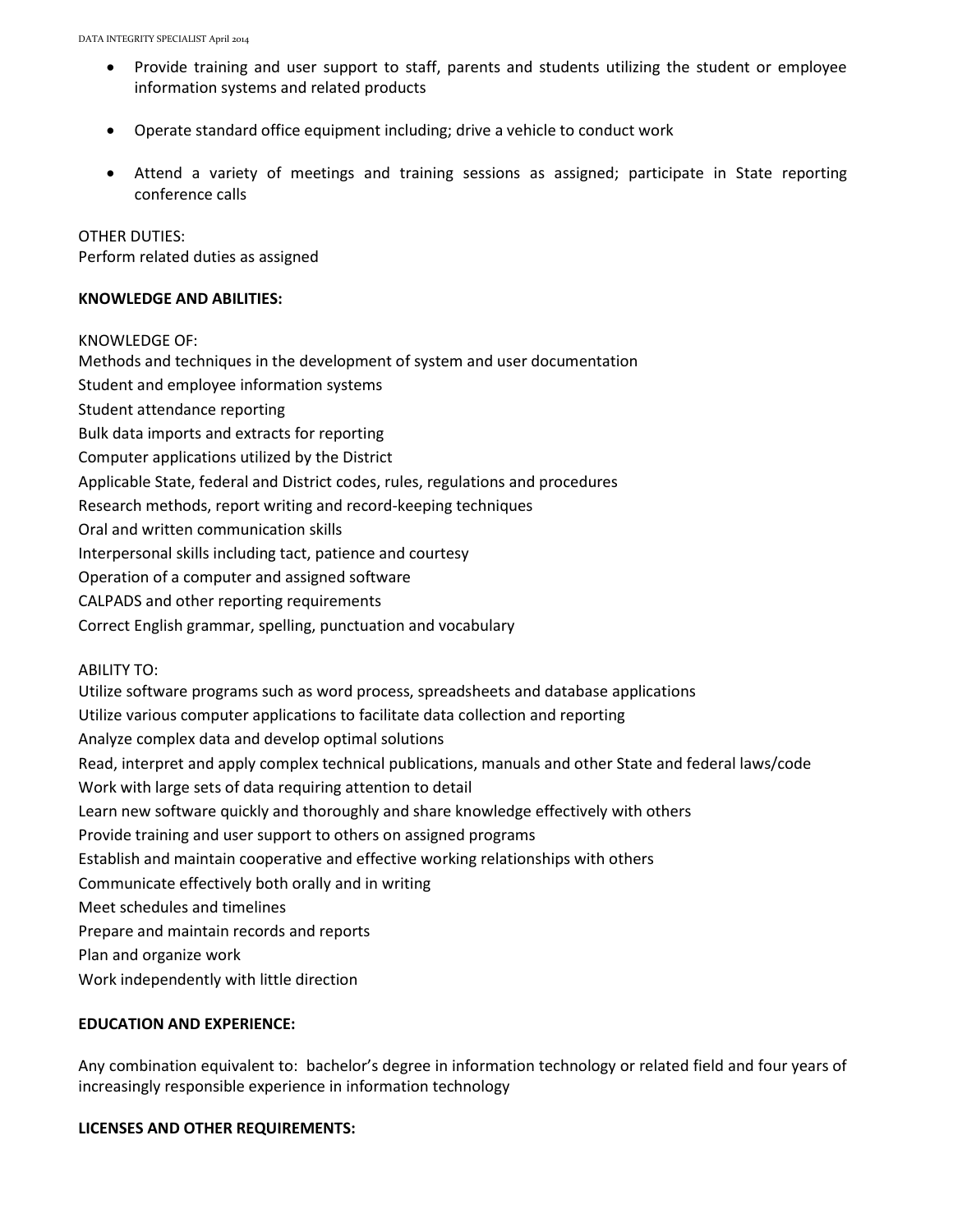- Provide training and user support to staff, parents and students utilizing the student or employee information systems and related products

- Operate standard office equipment including; drive a vehicle to conduct work

- Attend a variety of meetings and training sessions as assigned; participate in State reporting conference calls

OTHER DUTIES:
Perform related duties as assigned

**KNOWLEDGE AND ABILITIES:**

KNOWLEDGE OF:
Methods and techniques in the development of system and user documentation
Student and employee information systems
Student attendance reporting
Bulk data imports and extracts for reporting
Computer applications utilized by the District
Applicable State, federal and District codes, rules, regulations and procedures
Research methods, report writing and record-keeping techniques
Oral and written communication skills
Interpersonal skills including tact, patience and courtesy
Operation of a computer and assigned software
CALPADS and other reporting requirements
Correct English grammar, spelling, punctuation and vocabulary

ABILITY TO:
Utilize software programs such as word process, spreadsheets and database applications
Utilize various computer applications to facilitate data collection and reporting
Analyze complex data and develop optimal solutions
Read, interpret and apply complex technical publications, manuals and other State and federal laws/code
Work with large sets of data requiring attention to detail
Learn new software quickly and thoroughly and share knowledge effectively with others
Provide training and user support to others on assigned programs
Establish and maintain cooperative and effective working relationships with others
Communicate effectively both orally and in writing
Meet schedules and timelines
Prepare and maintain records and reports
Plan and organize work
Work independently with little direction

**EDUCATION AND EXPERIENCE:**

Any combination equivalent to: bachelor's degree in information technology or related field and four years of increasingly responsible experience in information technology

**LICENSES AND OTHER REQUIREMENTS:**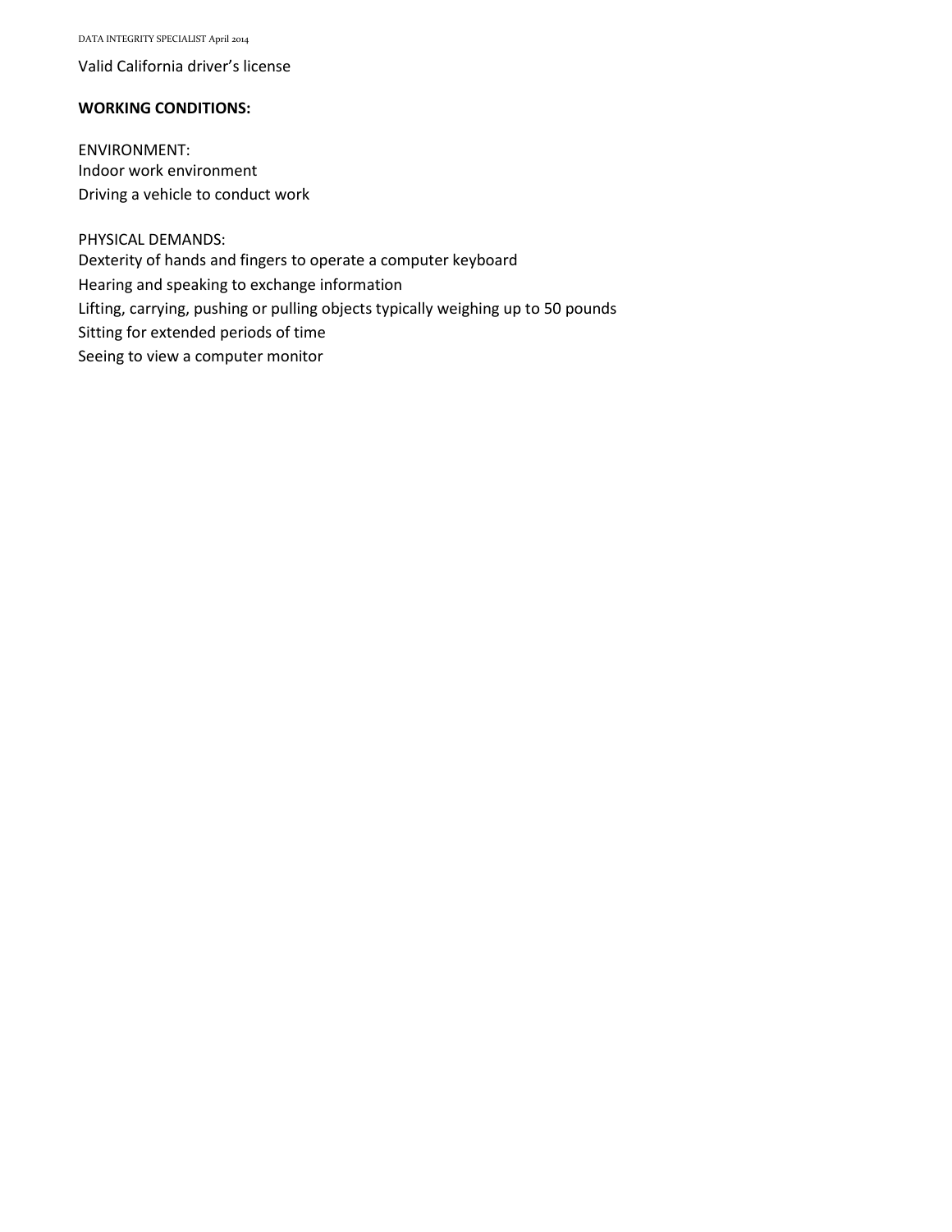Valid California driver's license

**WORKING CONDITIONS:**

ENVIRONMENT:
Indoor work environment
Driving a vehicle to conduct work

PHYSICAL DEMANDS:
Dexterity of hands and fingers to operate a computer keyboard
Hearing and speaking to exchange information
Lifting, carrying, pushing or pulling objects typically weighing up to 50 pounds
Sitting for extended periods of time
Seeing to view a computer monitor